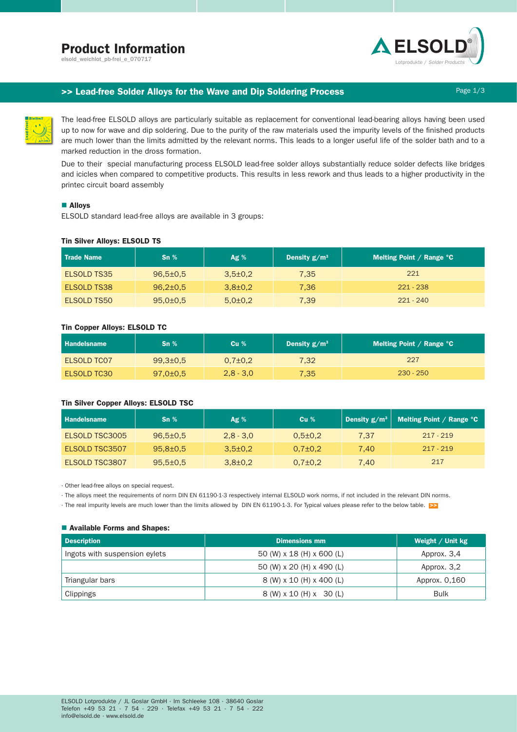# Product Information

elsold_weichlot_pb-frei_e_070717

## >> Lead-free Solder Alloys for the Wave and Dip Soldering Process

The lead-free ELSOLD alloys are particularly suitable as replacement for conventional lead-bearing alloys having been used up to now for wave and dip soldering. Due to the purity of the raw materials used the impurity levels of the finished products are much lower than the limits admitted by the relevant norms. This leads to a longer useful life of the solder bath and to a marked reduction in the dross formation.

Due to their special manufacturing process ELSOLD lead-free solder alloys substantially reduce solder defects like bridges and icicles when compared to competitive products. This results in less rework and thus leads to a higher productivity in the printec circuit board assembly

### Alloys

ELSOLD standard lead-free alloys are available in 3 groups:

#### Tin Silver Alloys: ELSOLD TS

| Trade Name | Sn % | Ag % | Density g/m³ | Melting Point / Range °C |
|---|---|---|---|---|
| ELSOLD TS35 | 96,5±0,5 | 3,5±0,2 | 7,35 | 221 |
| ELSOLD TS38 | 96,2±0,5 | 3,8±0,2 | 7,36 | 221 - 238 |
| ELSOLD TS50 | 95,0±0,5 | 5,0±0,2 | 7,39 | 221 - 240 |

#### Tin Copper Alloys: ELSOLD TC

| Handelsname | Sn % | Cu % | Density g/m³ | Melting Point / Range °C |
|---|---|---|---|---|
| ELSOLD TC07 | 99,3±0,5 | 0,7±0,2 | 7,32 | 227 |
| ELSOLD TC30 | 97,0±0,5 | 2,8 - 3,0 | 7,35 | 230 - 250 |

#### Tin Silver Copper Alloys: ELSOLD TSC

| Handelsname | Sn % | Ag % | Cu % | Density g/m³ | Melting Point / Range °C |
|---|---|---|---|---|---|
| ELSOLD TSC3005 | 96,5±0,5 | 2,8 - 3,0 | 0,5±0,2 | 7,37 | 217 - 219 |
| ELSOLD TSC3507 | 95,8±0,5 | 3,5±0,2 | 0,7±0,2 | 7,40 | 217 - 219 |
| ELSOLD TSC3807 | 95,5±0,5 | 3,8±0,2 | 0,7±0,2 | 7,40 | 217 |

- Other lead-free alloys on special request.
- The alloys meet the requirements of norm DIN EN 61190-1-3 respectively internal ELSOLD work norms, if not included in the relevant DIN norms.
- The real impurity levels are much lower than the limits allowed by DIN EN 61190-1-3. For Typical values please refer to the below table. >>

### Available Forms and Shapes:

| Description | Dimensions mm | Weight / Unit kg |
|---|---|---|
| Ingots with suspension eylets | 50 (W) x 18 (H) x 600 (L) | Approx. 3,4 |
| | 50 (W) x 20 (H) x 490 (L) | Approx. 3,2 |
| Triangular bars | 8 (W) x 10 (H) x 400 (L) | Approx. 0,160 |
| Clippings | 8 (W) x 10 (H) x 30 (L) | Bulk |

ELSOLD Lotprodukte / JL Goslar GmbH · Im Schleeke 108 · 38640 Goslar
Telefon +49 53 21 - 7 54 - 229 · Telefax +49 53 21 - 7 54 - 222
info@elsold.de · www.elsold.de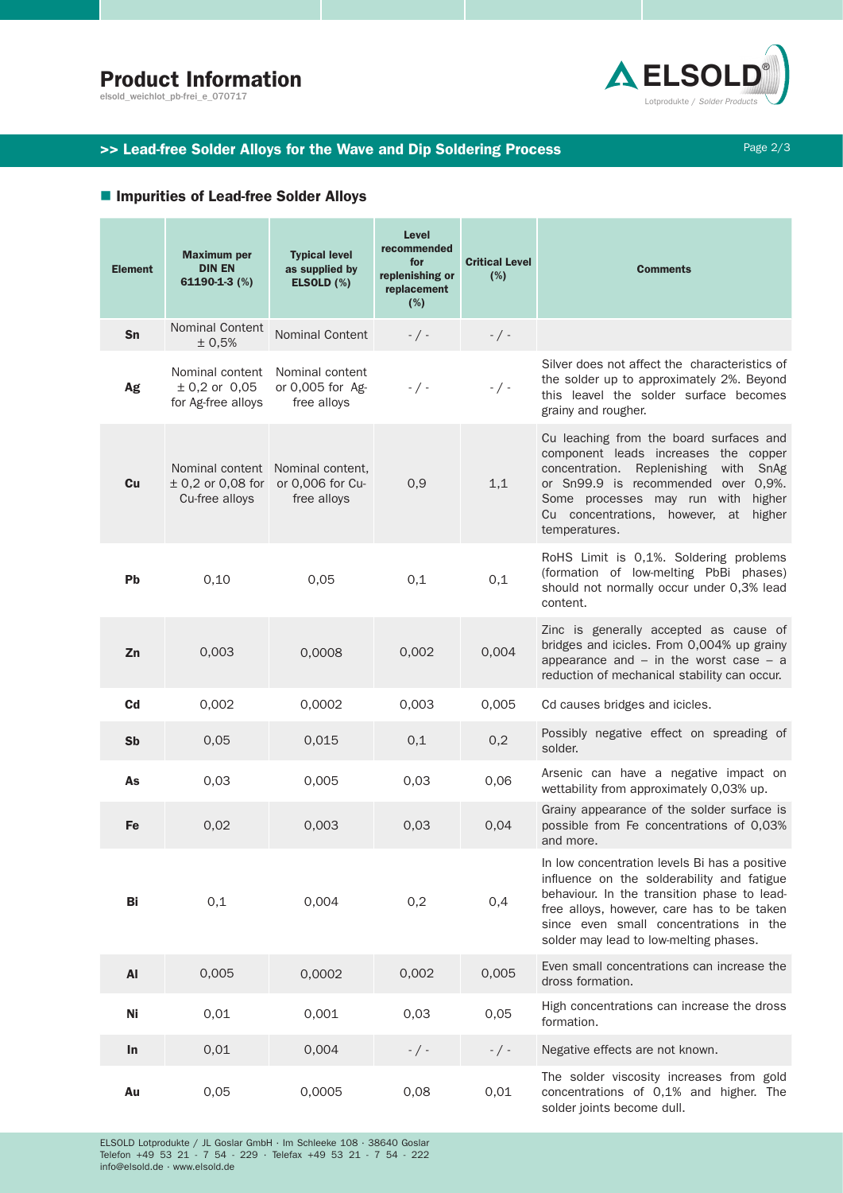# Product Information

elsold_weichlot_pb-frei_e_070717

## >> Lead-free Solder Alloys for the Wave and Dip Soldering Process

### Impurities of Lead-free Solder Alloys

| Element | Maximum per DIN EN 61190-1-3 (%) | Typical level as supplied by ELSOLD (%) | Level recommended for replenishing or replacement (%) | Critical Level (%) | Comments |
|---|---|---|---|---|---|
| Sn | Nominal Content ± 0,5% | Nominal Content | - / - | - / - | |
| Ag | Nominal content ± 0,2 or 0,05 for Ag-free alloys | Nominal content or 0,005 for Ag-free alloys | - / - | - / - | Silver does not affect the characteristics of the solder up to approximately 2%. Beyond this leavel the solder surface becomes grainy and rougher. |
| Cu | Nominal content ± 0,2 or 0,08 for Cu-free alloys | Nominal content, or 0,006 for Cu-free alloys | 0,9 | 1,1 | Cu leaching from the board surfaces and component leads increases the copper concentration. Replenishing with SnAg or Sn99.9 is recommended over 0,9%. Some processes may run with higher Cu concentrations, however, at higher temperatures. |
| Pb | 0,10 | 0,05 | 0,1 | 0,1 | RoHS Limit is 0,1%. Soldering problems (formation of low-melting PbBi phases) should not normally occur under 0,3% lead content. |
| Zn | 0,003 | 0,0008 | 0,002 | 0,004 | Zinc is generally accepted as cause of bridges and icicles. From 0,004% up grainy appearance and – in the worst case – a reduction of mechanical stability can occur. |
| Cd | 0,002 | 0,0002 | 0,003 | 0,005 | Cd causes bridges and icicles. |
| Sb | 0,05 | 0,015 | 0,1 | 0,2 | Possibly negative effect on spreading of solder. |
| As | 0,03 | 0,005 | 0,03 | 0,06 | Arsenic can have a negative impact on wettability from approximately 0,03% up. |
| Fe | 0,02 | 0,003 | 0,03 | 0,04 | Grainy appearance of the solder surface is possible from Fe concentrations of 0,03% and more. |
| Bi | 0,1 | 0,004 | 0,2 | 0,4 | In low concentration levels Bi has a positive influence on the solderability and fatigue behaviour. In the transition phase to lead-free alloys, however, care has to be taken since even small concentrations in the solder may lead to low-melting phases. |
| Al | 0,005 | 0,0002 | 0,002 | 0,005 | Even small concentrations can increase the dross formation. |
| Ni | 0,01 | 0,001 | 0,03 | 0,05 | High concentrations can increase the dross formation. |
| In | 0,01 | 0,004 | - / - | - / - | Negative effects are not known. |
| Au | 0,05 | 0,0005 | 0,08 | 0,01 | The solder viscosity increases from gold concentrations of 0,1% and higher. The solder joints become dull. |

ELSOLD Lotprodukte / JL Goslar GmbH · Im Schleeke 108 · 38640 Goslar
Telefon +49 53 21 - 7 54 - 229 · Telefax +49 53 21 - 7 54 - 222
info@elsold.de · www.elsold.de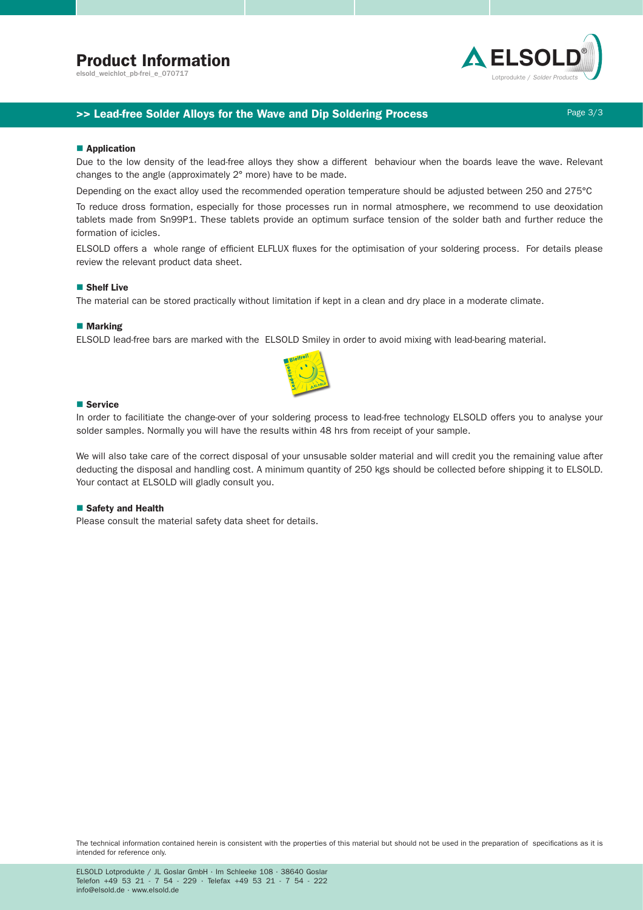# Product Information

elsold_weichlot_pb-frei_e_070717

## >> Lead-free Solder Alloys for the Wave and Dip Soldering Process

### ■ Application

Due to the low density of the lead-free alloys they show a different behaviour when the boards leave the wave. Relevant changes to the angle (approximately 2° more) have to be made.

Depending on the exact alloy used the recommended operation temperature should be adjusted between 250 and 275°C

To reduce dross formation, especially for those processes run in normal atmosphere, we recommend to use deoxidation tablets made from Sn99P1. These tablets provide an optimum surface tension of the solder bath and further reduce the formation of icicles.

ELSOLD offers a whole range of efficient ELFLUX fluxes for the optimisation of your soldering process. For details please review the relevant product data sheet.

### ■ Shelf Live

The material can be stored practically without limitation if kept in a clean and dry place in a moderate climate.

### ■ Marking

ELSOLD lead-free bars are marked with the ELSOLD Smiley in order to avoid mixing with lead-bearing material.

### ■ Service

In order to facilitiate the change-over of your soldering process to lead-free technology ELSOLD offers you to analyse your solder samples. Normally you will have the results within 48 hrs from receipt of your sample.

We will also take care of the correct disposal of your unsusable solder material and will credit you the remaining value after deducting the disposal and handling cost. A minimum quantity of 250 kgs should be collected before shipping it to ELSOLD. Your contact at ELSOLD will gladly consult you.

### ■ Safety and Health

Please consult the material safety data sheet for details.

The technical information contained herein is consistent with the properties of this material but should not be used in the preparation of specifications as it is intended for reference only.

ELSOLD Lotprodukte / JL Goslar GmbH · Im Schleeke 108 · 38640 Goslar
Telefon +49 53 21 - 7 54 - 229 · Telefax +49 53 21 - 7 54 - 222
info@elsold.de · www.elsold.de